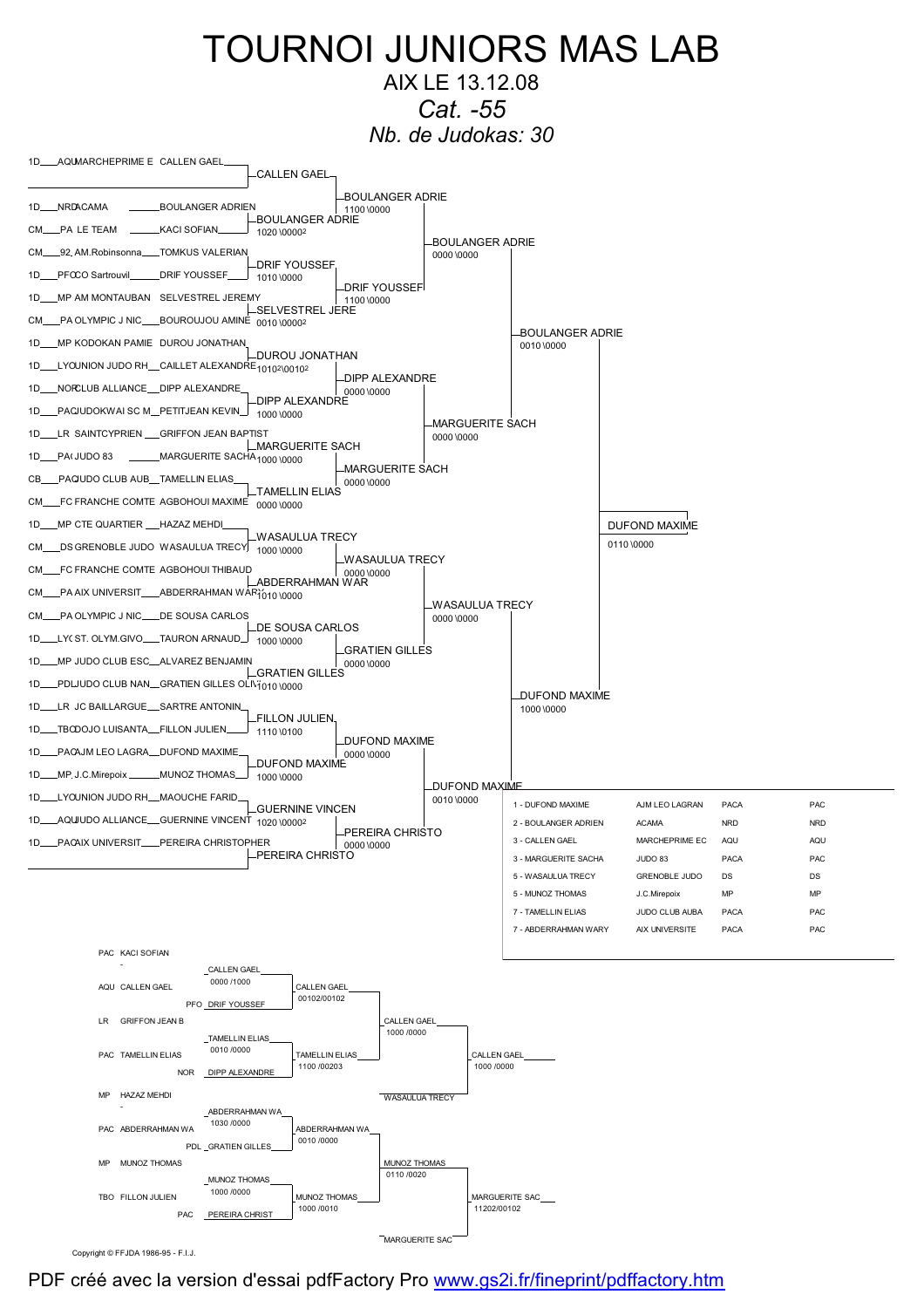# TOURNOI JUNIORS MAS LAB

AIX LE 13.12.08

*Cat. -55*

*Nb. de Judokas: 30*

## Tableau principal

| Grade | Club | Judoka |
|---|---|---|
| 1D | AQU MARCHEPRIME E | CALLEN GAEL |
| | | |
| 1D | NRD ACAMA | BOULANGER ADRIEN |
| CM | PA LE TEAM | KACI SOFIAN |
| CM | 92 AM.Robinsonna | TOMKUS VALERIAN |
| 1D | PF OCO Sartrouvil | DRIF YOUSSEF |
| 1D | MP AM MONTAUBAN | SELVESTREL JEREMY |
| CM | PA OLYMPIC J NIC | BOUROUJOU AMINE |
| 1D | MP KODOKAN PAMIE | DUROU JONATHAN |
| 1D | LY UNION JUDO RH | CAILLET ALEXANDRE |
| 1D | NOR CLUB ALLIANCE | DIPP ALEXANDRE |
| 1D | PAC JUDOKWAI SC M | PETITJEAN KEVIN |
| 1D | LR SAINTCYPRIEN | GRIFFON JEAN BAPTIST |
| 1D | PA JUDO 83 | MARGUERITE SACHA |
| CB | PAC JUDO CLUB AUB | TAMELLIN ELIAS |
| CM | FC FRANCHE COMTE | AGBOHOUI MAXIME |
| 1D | MP CTE QUARTIER | HAZAZ MEHDI |
| CM | DS GRENOBLE JUDO | WASAULUA TRECY |
| CM | FC FRANCHE COMTE | AGBOHOUI THIBAUD |
| CM | PA AIX UNIVERSIT | ABDERRAHMAN WARY |
| CM | PA OLYMPIC J NIC | DE SOUSA CARLOS |
| 1D | LY ST. OLYM.GIVO | TAURON ARNAUD |
| 1D | MP JUDO CLUB ESC | ALVAREZ BENJAMIN |
| 1D | PDL JUDO CLUB NAN | GRATIEN GILLES OLIV |
| 1D | LR JC BAILLARGUE | SARTRE ANTONIN |
| 1D | TBO DOJO LUISANTA | FILLON JULIEN |
| 1D | PAC AJM LEO LAGRA | DUFOND MAXIME |
| 1D | MP J.C.Mirepoix | MUNOZ THOMAS |
| 1D | LY UNION JUDO RH | MAOUCHE FARID |
| 1D | AQU JUDO ALLIANCE | GUERNINE VINCENT |
| 1D | PAC AIX UNIVERSIT | PEREIRA CHRISTOPHER |

### 1er tour

- CALLEN GAEL
- BOULANGER ADRIE (1020 \0000²)
- DRIF YOUSSEF (1010 \0000)
- SELVESTREL JERE (0010 \0000²)
- DUROU JONATHAN (1010²\0010²)
- DIPP ALEXANDRE (1000 \0000)
- MARGUERITE SACH (1000 \0000)
- TAMELLIN ELIAS (0000 \0000)
- WASAULUA TRECY (1000 \0000)
- ABDERRAHMAN WAR (1010 \0000)
- DE SOUSA CARLOS (1000 \0000)
- GRATIEN GILLES (1010 \0000)
- FILLON JULIEN (1110 \0100)
- DUFOND MAXIME (1000 \0000)
- GUERNINE VINCEN (1020 \0000²)
- PEREIRA CHRISTO

### 2e tour

- BOULANGER ADRIE (1100 \0000)
- DRIF YOUSSEF (1100 \0000)
- DIPP ALEXANDRE (0000 \0000)
- MARGUERITE SACH (0000 \0000)
- WASAULUA TRECY (0000 \0000)
- GRATIEN GILLES (0000 \0000)
- DUFOND MAXIME (0000 \0000)
- PEREIRA CHRISTO (0000 \0000)

### Quarts de finale

- BOULANGER ADRIE (0000 \0000)
- MARGUERITE SACH (0000 \0000)
- WASAULUA TRECY (0000 \0000)
- DUFOND MAXIME (0010 \0000)

### Demi-finales

- BOULANGER ADRIE (0010 \0000)
- DUFOND MAXIME (1000 \0000)

### Finale

- DUFOND MAXIME (0110 \0000)

## Classement

| Place | Judoka | Club | Ligue | |
|---|---|---|---|---|
| 1 | DUFOND MAXIME | AJM LEO LAGRAN | PACA | PAC |
| 2 | BOULANGER ADRIEN | ACAMA | NRD | NRD |
| 3 | CALLEN GAEL | MARCHEPRIME EC | AQU | AQU |
| 3 | MARGUERITE SACHA | JUDO 83 | PACA | PAC |
| 5 | WASAULUA TRECY | GRENOBLE JUDO | DS | DS |
| 5 | MUNOZ THOMAS | J.C.Mirepoix | MP | MP |
| 7 | TAMELLIN ELIAS | JUDO CLUB AUBA | PACA | PAC |
| 7 | ABDERRAHMAN WARY | AIX UNIVERSITE | PACA | PAC |

## Repêchages

- PAC KACI SOFIAN / - → CALLEN GAEL (0000 /1000)
- AQU CALLEN GAEL / PFO DRIF YOUSSEF → CALLEN GAEL (00102/00102)
- LR GRIFFON JEAN B / - → TAMELLIN ELIAS (0010 /0000)
- PAC TAMELLIN ELIAS / NOR DIPP ALEXANDRE → TAMELLIN ELIAS (1100 /00203)
- CALLEN GAEL / TAMELLIN ELIAS → CALLEN GAEL (1000 /0000)
- CALLEN GAEL / WASAULUA TRECY → CALLEN GAEL (1000 /0000)
- MP HAZAZ MEHDI / - → ABDERRAHMAN WA (1030 /0000)
- PAC ABDERRAHMAN WA / PDL GRATIEN GILLES → ABDERRAHMAN WA (0010 /0000)
- MP MUNOZ THOMAS / - → MUNOZ THOMAS (1000 /0000)
- TBO FILLON JULIEN / PAC PEREIRA CHRIST → MUNOZ THOMAS (1000 /0010)
- ABDERRAHMAN WA / MUNOZ THOMAS → MUNOZ THOMAS (0110 /0020)
- MUNOZ THOMAS / MARGUERITE SAC → MARGUERITE SAC (11202/00102)

Copyright © FFJDA 1986-95 - F.I.J.

PDF créé avec la version d'essai pdfFactory Pro www.gs2i.fr/fineprint/pdffactory.htm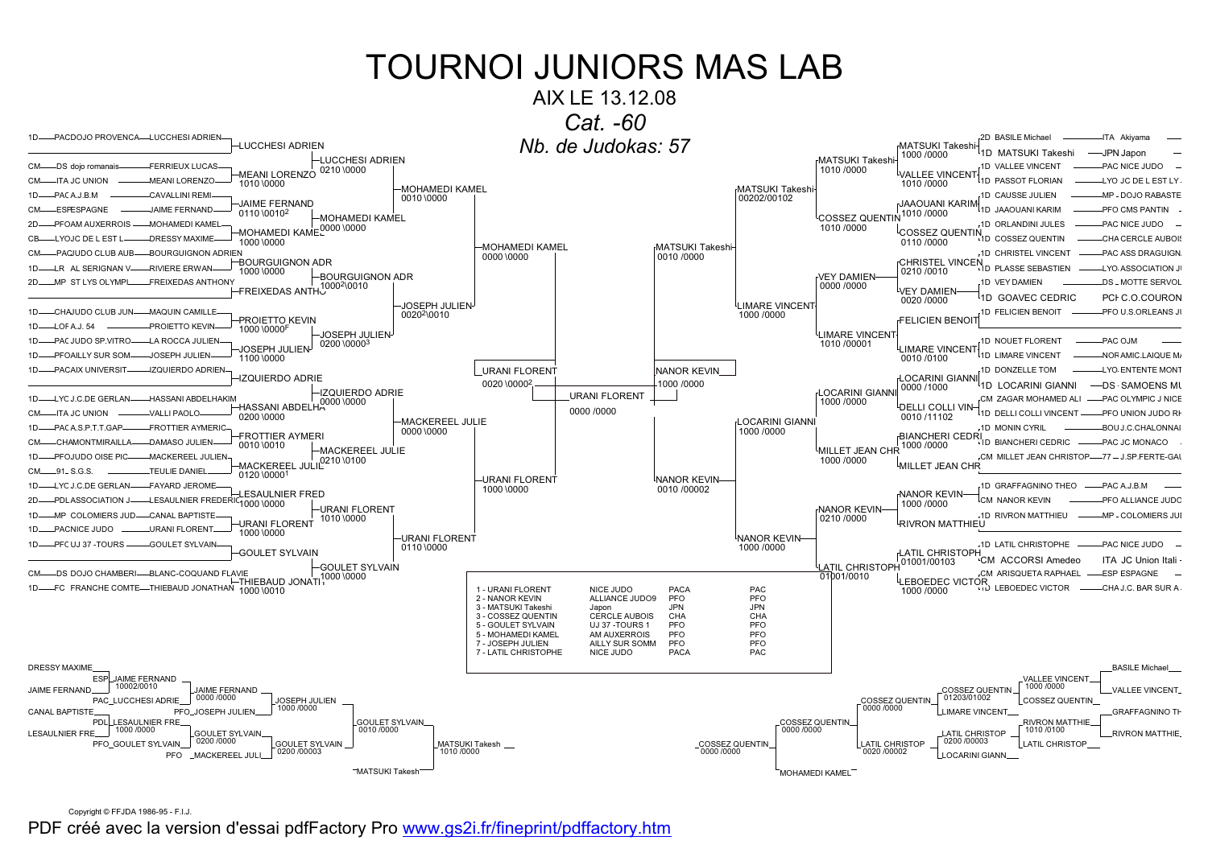# TOURNOI JUNIORS MAS LAB

AIX LE 13.12.08

*Cat. -60*

*Nb. de Judokas: 57*

## Tableau principal (gauche)

- 1D — PACDOJO PROVENCA — LUCCHESI ADRIEN
- CM — DS dojo romanais — FERRIEUX LUCAS
- CM — ITA JC UNION — MEANI LORENZO
- 1D — PAC A.J.B.M — CAVALLINI REMI
- CM — ESP ESPAGNE — JAIME FERNAND
- 2D — PFO AM AUXERROIS — MOHAMEDI KAMEL
- CB — LYO JC DE L EST L — DRESSY MAXIME
- CM — PAC JUDO CLUB AUB — BOURGUIGNON ADRIEN
- 1D — LR AL SERIGNAN V — RIVIERE ERWAN
- 2D — MP ST LYS OLYMPI — FREIXEDAS ANTHONY
- 1D — CHA JUDO CLUB JUN — MAQUIN CAMILLE
- 1D — LOF A.J. 54 — PROIETTO KEVIN
- 1D — PAC JUDO SP.VITRO — LA ROCCA JULIEN
- 1D — PFO AILLY SUR SOM — JOSEPH JULIEN
- 1D — PAC AIX UNIVERSIT — IZQUIERDO ADRIEN
- 1D — LYO J.C.DE GERLAN — HASSANI ABDELHAKIM
- CM — ITA JC UNION — VALLI PAOLO
- 1D — PAC A.S.P.T.T.GAP — FROTTIER AYMERIC
- CM — CHA MONTMIRAILLA — DAMASO JULIEN
- 1D — PFO JUDO OISE PIC — MACKEREEL JULIEN
- CM — 91 S.G.S. — TEULIE DANIEL
- 1D — LYO J.C.DE GERLAN — FAYARD JEROME
- 2D — PDL ASSOCIATION J — LESAULNIER FREDERIC
- 1D — MP COLOMIERS JUD — CANAL BAPTISTE
- 1D — PAC NICE JUDO — URANI FLORENT
- 1D — PFO UJ 37 -TOURS — GOULET SYLVAIN
- CM — DS DOJO CHAMBERI — BLANC-COQUAND FLAVIE
- 1D — FC FRANCHE COMTE — THIEBAUD JONATHAN

### Résultats (gauche)

- LUCCHESI ADRIEN
- MEANI LORENZO 1010 \0000
- LUCCHESI ADRIEN 0210 \0000
- JAIME FERNAND 0110 \0010[2]
- MOHAMEDI KAMEL 1000 \0000
- MOHAMEDI KAMEL 0000 \0000
- MOHAMEDI KAMEL 0010 \0000
- BOURGUIGNON ADR 1000 \0000
- FREIXEDAS ANTHO 1000[2]\0010
- BOURGUIGNON ADR
- MOHAMEDI KAMEL 0000 \0000
- PROIETTO KEVIN 1000 \0000F
- JOSEPH JULIEN 1100 \0000
- JOSEPH JULIEN 0200 \0000[3]
- JOSEPH JULIEN 0020[2]\0010
- IZQUIERDO ADRIE
- HASSANI ABDELHA 0200 \0000
- IZQUIERDO ADRIE 0000 \0000
- FROTTIER AYMERI 0010 \0010
- MACKEREEL JULIE 0120 \0000[1]
- MACKEREEL JULIE 0210 \0100
- MACKEREEL JULIE 0000 \0000
- URANI FLORENT 0020 \0000[2]
- LESAULNIER FRED 1000 \0000
- URANI FLORENT 1000 \0000
- URANI FLORENT 1010 \0000
- URANI FLORENT 0110 \0000
- GOULET SYLVAIN
- THIEBAUD JONATH 1000 \0010
- GOULET SYLVAIN 1000 \0000
- URANI FLORENT 1000 \0000

### Finale

- URANI FLORENT 0000 /0000
- NANOR KEVIN 1000 /0000

## Tableau principal (droite)

- 2D BASILE Michael — ITA Akiyama
- 1D MATSUKI Takeshi — JPN Japon
- 1D VALLEE VINCENT — PAC NICE JUDO
- 1D PASSOT FLORIAN — LYO JC DE L EST LY
- 1D CAUSSE JULIEN — MP DOJO RABASTE
- 1D JAAOUANI KARIM — PFO CMS PANTIN
- 1D ORLANDINI JULES — PAC NICE JUDO
- 1D COSSEZ QUENTIN — CHA CERCLE AUBOIS
- 1D CHRISTEL VINCENT — PAC ASS DRAGUIGN
- 1D PLASSE SEBASTIEN — LYO ASSOCIATION J
- 1D VEY DAMIEN — DS MOTTE SERVOL
- 1D GOAVEC CEDRIC — PCF C.O.COURON
- 1D FELICIEN BENOIT — PFO U.S.ORLEANS J
- 1D NOUET FLORENT — PAC OJM
- 1D LIMARE VINCENT — NOR AMIC.LAIQUE M
- 1D DONZELLE TOM — LYO ENTENTE MONT
- 1D LOCARINI GIANNI — DS SAMOENS MU
- CM ZAGAR MOHAMED ALI — PAC OLYMPIC J NICE
- 1D DELLI COLLI VINCENT — PFO UNION JUDO RH
- 1D MONIN CYRIL — BOU J.C.CHALONNAI
- 1D BIANCHERI CEDRIC — PAC JC MONACO
- CM MILLET JEAN CHRISTOP — 77 J.SP.FERTE-GAU
- 1D GRAFFAGNINO THEO — PAC A.J.B.M
- CM NANOR KEVIN — PFO ALLIANCE JUDO
- 1D RIVRON MATTHIEU — MP COLOMIERS JU
- 1D LATIL CHRISTOPHE — PAC NICE JUDO
- CM ACCORSI Amedeo — ITA JC Union Itali
- CM ARISQUETA RAPHAEL — ESP ESPAGNE
- 1D LEBOEDEC VICTOR — CHA J.C. BAR SUR A

### Résultats (droite)

- MATSUKI Takeshi 1000 /0000
- VALLEE VINCENT 1010 /0000
- MATSUKI Takeshi 1010 /0000
- JAAOUANI KARIM 1010 /0000
- COSSEZ QUENTIN 0110 /0000
- COSSEZ QUENTIN 1010 /0000
- MATSUKI Takeshi 00202/00102
- CHRISTEL VINCEN 0210 /0010
- VEY DAMIEN 0020 /0000
- VEY DAMIEN 0000 /0000
- FELICIEN BENOIT
- LIMARE VINCENT 0010 /0100
- LIMARE VINCENT 1010 /00001
- LIMARE VINCENT 1000 /0000
- MATSUKI Takeshi 0010 /0000
- LOCARINI GIANNI 0000 /1000
- DELLI COLLI VIN 0010 /11102
- LOCARINI GIANNI 1000 /0000
- BIANCHERI CEDRI 1000 /0000
- MILLET JEAN CHR
- MILLET JEAN CHR 1000 /0000
- LOCARINI GIANNI 1000 /0000
- NANOR KEVIN 1000 /0000
- RIVRON MATTHIEU
- NANOR KEVIN 0210 /0000
- LATIL CHRISTOPH 01001/00103
- LEBOEDEC VICTOR 1000 /0000
- LATIL CHRISTOPH 01001/0010
- NANOR KEVIN 1000 /0000
- NANOR KEVIN 0010 /00002

## Classement

| Rang | Nom | Club | Ligue | |
|---|---|---|---|---|
| 1 | URANI FLORENT | NICE JUDO | PACA | PAC |
| 2 | NANOR KEVIN | ALLIANCE JUDO9 | PFO | PFO |
| 3 | MATSUKI Takeshi | Japon | JPN | JPN |
| 3 | COSSEZ QUENTIN | CERCLE AUBOIS | CHA | CHA |
| 5 | GOULET SYLVAIN | UJ 37 -TOURS 1 | PFO | PFO |
| 5 | MOHAMEDI KAMEL | AM AUXERROIS | PFO | PFO |
| 7 | JOSEPH JULIEN | AILLY SUR SOMM | PFO | PFO |
| 7 | LATIL CHRISTOPHE | NICE JUDO | PACA | PAC |

## Repêchages (gauche)

- DRESSY MAXIME
- ESP JAIME FERNAND 10002/0010
- JAIME FERNAND
- PAC LUCCHESI ADRIE
- JAIME FERNAND 0000 /0000
- JOSEPH JULIEN 1000 /0000
- CANAL BAPTISTE
- PFO JOSEPH JULIEN
- PDL LESAULNIER FRE 1000 /0000
- LESAULNIER FRE
- PFO GOULET SYLVAIN
- GOULET SYLVAIN 0200 /0000
- GOULET SYLVAIN 0010 /0000
- PFO MACKEREEL JULI
- GOULET SYLVAIN 0200 /00003
- MATSUKI Takesh 1010 /0000
- MATSUKI Takesh

## Repêchages (droite)

- BASILE Michael
- VALLEE VINCENT 1000 /0000
- VALLEE VINCENT
- COSSEZ QUENTIN 01203/01002
- COSSEZ QUENTIN
- COSSEZ QUENTIN 0000 /0000
- LIMARE VINCENT
- GRAFFAGNINO TH
- RIVRON MATTHIE 1010 /0100
- RIVRON MATTHIE
- COSSEZ QUENTIN 0000 /0000
- LATIL CHRISTOP 0200 /00003
- LATIL CHRISTOP
- LATIL CHRISTOP 0020 /00002
- LOCARINI GIANN
- COSSEZ QUENTIN 0000 /0000
- MOHAMEDI KAMEL

Copyright © FFJDA 1986-95 - F.I.J.

PDF créé avec la version d'essai pdfFactory Pro www.gs2i.fr/fineprint/pdffactory.htm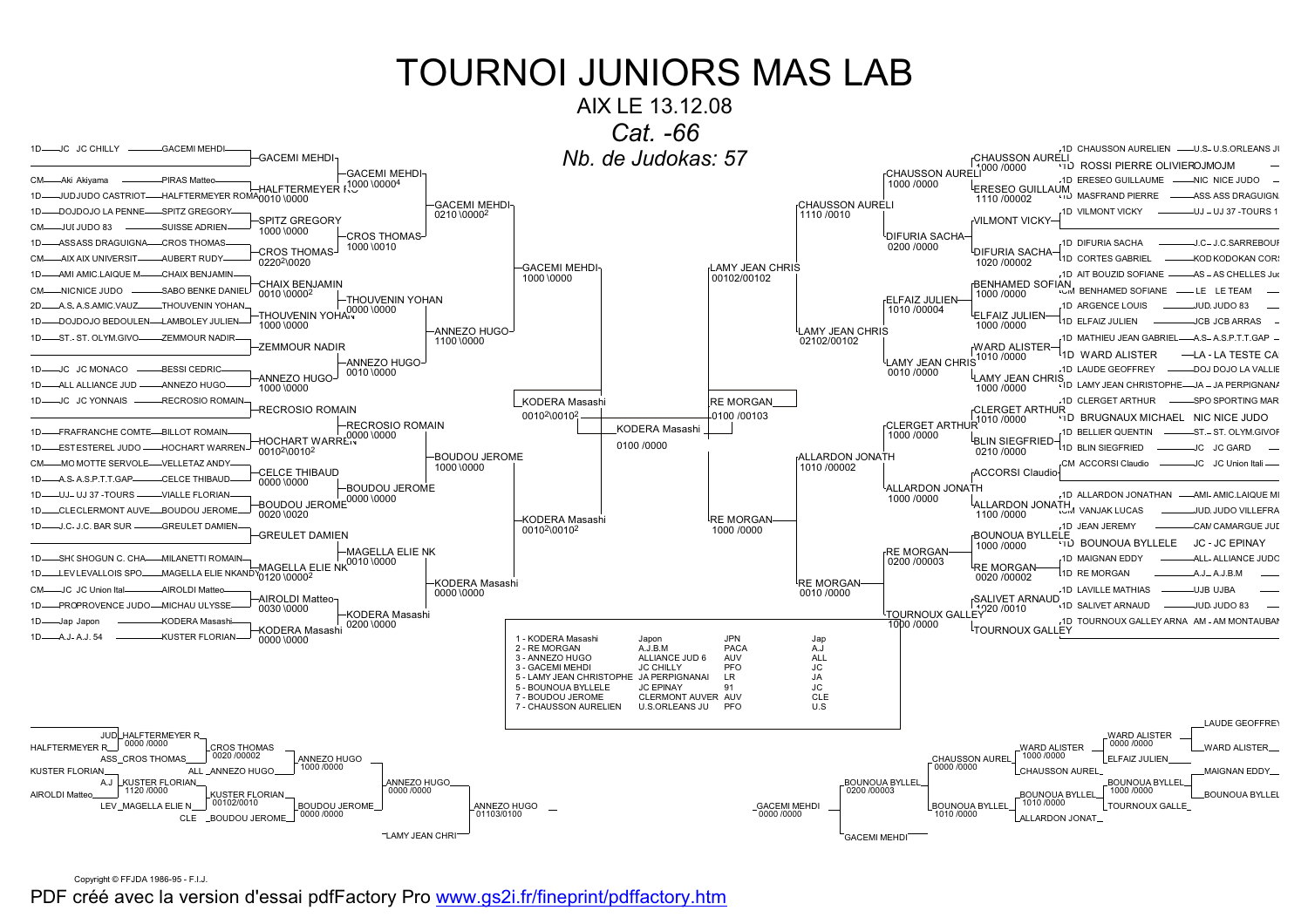# TOURNOI JUNIORS MAS LAB

AIX LE 13.12.08

*Cat. -66*

*Nb. de Judokas: 57*

## Tableau – partie gauche (1er tour)

| Grade | Club | Judoka |
|---|---|---|
| 1D | JC JC CHILLY | GACEMI MEHDI |
| CM | Aki Akiyama | PIRAS Matteo |
| 1D | JUDJUDO CASTRIOT | HALFTERMEYER ROMA |
| 1D | DOJDOJO LA PENNE | SPITZ GREGORY |
| CM | JUI JUDO 83 | SUISSE ADRIEN |
| 1D | ASSASS DRAGUIGNA | CROS THOMAS |
| CM | AIX AIX UNIVERSIT | AUBERT RUDY |
| 1D | AMI AMIC.LAIQUE M | CHAIX BENJAMIN |
| CM | NICNICE JUDO | SABO BENKE DANIEL |
| 2D | A.S. A.S.AMIC.VAUZ | THOUVENIN YOHAN |
| 1D | DOJDOJO BEDOULEN | LAMBOLEY JULIEN |
| 1D | ST. ST. OLYM.GIVO | ZEMMOUR NADIR |
| 1D | JC JC MONACO | BESSI CEDRIC |
| 1D | ALL ALLIANCE JUD | ANNEZO HUGO |
| 1D | JC JC YONNAIS | RECROSIO ROMAIN |
| 1D | FRAFRANCHE COMTE | BILLOT ROMAIN |
| 1D | ESTESTEREL JUDO | HOCHART WARREN |
| CM | MO MOTTE SERVOLE | VELLETAZ ANDY |
| 1D | A.S. A.S.P.T.T.GAP | CELCE THIBAUD |
| 1D | UJ UJ 37 -TOURS | VIALLE FLORIAN |
| 1D | CLECLERMONT AUVE | BOUDOU JEROME |
| 1D | J.C. J.C. BAR SUR | GREULET DAMIEN |
| 1D | SHC SHOGUN C. CHA | MILANETTI ROMAIN |
| 1D | LEV LEVALLOIS SPO | MAGELLA ELIE NKAND |
| CM | JC JC Union Ital | AIROLDI Matteo |
| 1D | PRO PROVENCE JUDO | MICHAU ULYSSE |
| 1D | Jap Japon | KODERA Masashi |
| 1D | A.J. A.J. 54 | KUSTER FLORIAN |

### Tours suivants – partie gauche

- GACEMI MEHDI ; HALFTERMEYER RO 0010 \0000 ; SPITZ GREGORY 1000 \0000 ; CROS THOMAS 0220²\0020 ; CHAIX BENJAMIN 0010 \0000² ; THOUVENIN YOHAN 1000 \0000 ; ZEMMOUR NADIR ; ANNEZO HUGO 1000 \0000 ; RECROSIO ROMAIN ; HOCHART WARREN 0010²\0010² ; CELCE THIBAUD 0000 \0000 ; BOUDOU JEROME 0020 \0020 ; GREULET DAMIEN ; MAGELLA ELIE NK 0120 \0000² ; AIROLDI Matteo 0030 \0000 ; KODERA Masashi 0000 \0000
- GACEMI MEHDI 1000 \0000⁴ ; CROS THOMAS 1000 \0010 ; THOUVENIN YOHAN 0000 \0000 ; ANNEZO HUGO 0010 \0000 ; RECROSIO ROMAIN 0000 \0000 ; BOUDOU JEROME 0000 \0000 ; MAGELLA ELIE NK 0010 \0000 ; KODERA Masashi 0200 \0000
- GACEMI MEHDI 0210 \0000² ; ANNEZO HUGO 1100 \0000 ; BOUDOU JEROME 1000 \0000 ; KODERA Masashi 0000 \0000
- GACEMI MEHDI 1000 \0000 ; KODERA Masashi 0010²\0010²
- KODERA Masashi 0010²\0010²

**Finale :** KODERA Masashi 0100 /0000

## Tableau – partie droite (1er tour)

| Grade | Judoka | Club |
|---|---|---|
| 1D | CHAUSSON AURELIEN | U.S. U.S.ORLEANS JU |
| 1D | ROSSI PIERRE OLIVIER | OJMOJM |
| 1D | ERESEO GUILLAUME | NIC NICE JUDO |
| 1D | MASFRAND PIERRE | ASS ASS DRAGUIGN |
| 1D | VILMONT VICKY | UJ UJ 37 -TOURS 1 |
| 1D | DIFURIA SACHA | J.C. J.C.SARREBOUR |
| 1D | CORTES GABRIEL | KOD KODOKAN COR |
| 1D | AIT BOUZID SOFIANE | AS AS CHELLES Ju |
| CM | BENHAMED SOFIANE | LE LE TEAM |
| 1D | ARGENCE LOUIS | JUD JUDO 83 |
| 1D | ELFAIZ JULIEN | JCB JCB ARRAS |
| 1D | MATHIEU JEAN GABRIEL | A.S. A.S.P.T.T.GAP |
| 1D | WARD ALISTER | LA LA TESTE CA |
| 1D | LAUDE GEOFFREY | DOJ DOJO LA VALLIE |
| 1D | LAMY JEAN CHRISTOPHE | JA JA PERPIGNANA |
| 1D | CLERGET ARTHUR | SPO SPORTING MAR |
| 1D | BRUGNAUX MICHAEL | NIC NICE JUDO |
| 1D | BELLIER QUENTIN | ST. ST. OLYM.GIVOF |
| 1D | BLIN SIEGFRIED | JC JC GARD |
| CM | ACCORSI Claudio | JC JC Union Itali |
| 1D | ALLARDON JONATHAN | AMI AMIC.LAIQUE MI |
| CM | VANJAK LUCAS | JUD JUDO VILLEFRA |
| 1D | JEAN JEREMY | CAM CAMARGUE JUD |
| 1D | BOUNOUA BYLLELE | JC JC EPINAY |
| 1D | MAIGNAN EDDY | ALL ALLIANCE JUDO |
| 1D | RE MORGAN | A.J. A.J.B.M |
| 1D | LAVILLE MATHIAS | UJB UJBA |
| 1D | SALIVET ARNAUD | JUD JUDO 83 |
| 1D | TOURNOUX GALLEY ARNA | AM AM MONTAUBAN |

### Tours suivants – partie droite

- CHAUSSON AURELI 1000 /0000 ; ERESEO GUILLAUM 1110 /00002 ; VILMONT VICKY ; DIFURIA SACHA 1020 /00002 ; BENHAMED SOFIAN 1000 /0000 ; ELFAIZ JULIEN 1000 /0000 ; WARD ALISTER 1010 /0000 ; LAMY JEAN CHRIS 1000 /0000 ; CLERGET ARTHUR 1010 /0000 ; BLIN SIEGFRIED 0210 /0000 ; ACCORSI Claudio ; ALLARDON JONATH 1100 /0000 ; BOUNOUA BYLLELE 1000 /0000 ; RE MORGAN 0020 /00002 ; SALIVET ARNAUD 1020 /0010 ; TOURNOUX GALLEY
- CHAUSSON AURELI 1000 /0000 ; DIFURIA SACHA 0200 /0000 ; ELFAIZ JULIEN 1010 /00004 ; LAMY JEAN CHRIS 0010 /0000 ; CLERGET ARTHUR 1000 /0000 ; ALLARDON JONATH 1000 /0000 ; RE MORGAN 0200 /00003 ; TOURNOUX GALLEY 1000 /0000
- CHAUSSON AURELI 1110 /0010 ; LAMY JEAN CHRIS 02102/00102 ; ALLARDON JONATH 1010 /00002 ; RE MORGAN 0010 /0000
- LAMY JEAN CHRIS 00102/00102 ; RE MORGAN 1000 /0000
- RE MORGAN 0100 /00103

## Classement

| Place | Judoka | Club | Ligue | |
|---|---|---|---|---|
| 1 | KODERA Masashi | Japon | JPN | Jap |
| 2 | RE MORGAN | A.J.B.M | PACA | A.J |
| 3 | ANNEZO HUGO | ALLIANCE JUD 6 | AUV | ALL |
| 3 | GACEMI MEHDI | JC CHILLY | PFO | JC |
| 5 | LAMY JEAN CHRISTOPHE | JA PERPIGNANAI | LR | JA |
| 5 | BOUNOUA BYLLELE | JC EPINAY | 91 | JC |
| 7 | BOUDOU JEROME | CLERMONT AUVER | AUV | CLE |
| 7 | CHAUSSON AURELIEN | U.S.ORLEANS JU | PFO | U.S |

## Repêchages – gauche

- JUD HALFTERMEYER R 0000 /0000 ; ASS CROS THOMAS → CROS THOMAS 0020 /00002
- ALL ANNEZO HUGO → ANNEZO HUGO 1000 /0000
- A.J KUSTER FLORIAN 1120 /0000 ; LEV MAGELLA ELIE N → KUSTER FLORIAN 00102/0010
- CLE BOUDOU JEROME → BOUDOU JEROME 0000 /0000
- ANNEZO HUGO 0000 /0000
- HALFTERMEYER R ; KUSTER FLORIAN ; AIROLDI Matteo
- ANNEZO HUGO 01103/0100 ; LAMY JEAN CHRI

## Repêchages – droite

- LAUDE GEOFFREY ; WARD ALISTER → WARD ALISTER 0000 /0000 ; ELFAIZ JULIEN → WARD ALISTER 1000 /0000
- CHAUSSON AUREL → CHAUSSON AUREL 0000 /0000
- MAIGNAN EDDY ; BOUNOUA BYLLEL → BOUNOUA BYLLEL 1000 /0000 ; TOURNOUX GALLE → BOUNOUA BYLLEL 1010 /0000
- ALLARDON JONAT → BOUNOUA BYLLEL 1010 /0000
- BOUNOUA BYLLEL 0200 /00003
- GACEMI MEHDI 0000 /0000 ; GACEMI MEHDI

Copyright © FFJDA 1986-95 - F.I.J.

PDF créé avec la version d'essai pdfFactory Pro www.gs2i.fr/fineprint/pdffactory.htm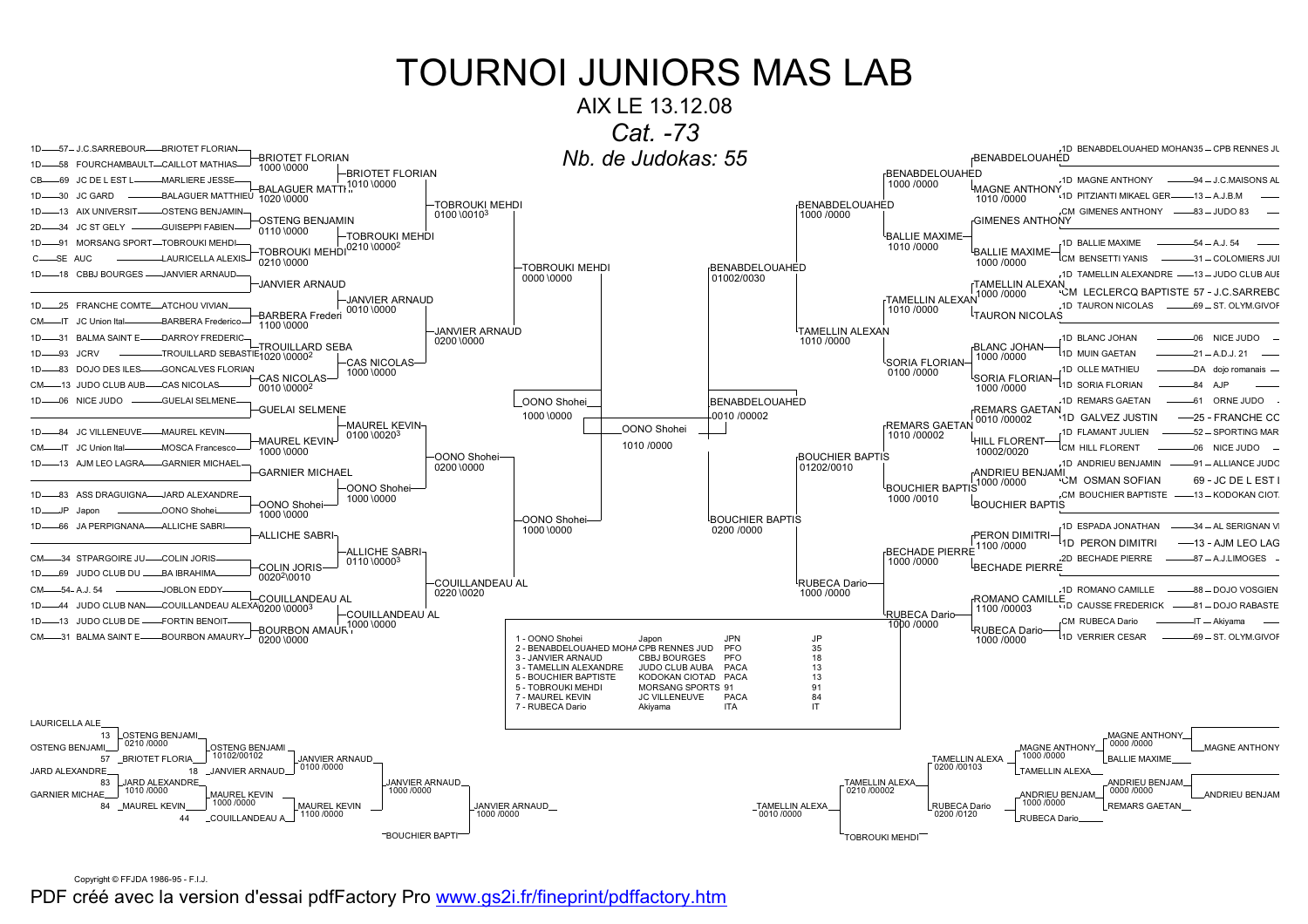# TOURNOI JUNIORS MAS LAB

AIX LE 13.12.08

*Cat. -73*

*Nb. de Judokas: 55*

## Tableau principal

### Partie gauche – Premier tour

| Grade | N° | Club | Judoka |
|---|---|---|---|
| 1D | 57 | J.C.SARREBOUR | BRIOTET FLORIAN |
| 1D | 58 | FOURCHAMBAULT | CAILLOT MATHIAS |
| CB | 69 | JC DE L EST L | MARLIERE JESSE |
| 1D | 30 | JC GARD | BALAGUER MATTHIEU |
| 1D | 13 | AIX UNIVERSIT | OSTENG BENJAMIN |
| 2D | 34 | JC ST GELY | GUISEPPI FABIEN |
| 1D | 91 | MORSANG SPORT | TOBROUKI MEHDI |
| C | SE | AUC | LAURICELLA ALEXIS |
| 1D | 18 | CBBJ BOURGES | JANVIER ARNAUD |
| 1D | 25 | FRANCHE COMTE | ATCHOU VIVIAN |
| CM | IT | JC Union Ital | BARBERA Frederico |
| 1D | 31 | BALMA SAINT E | DARROY FREDERIC |
| 1D | 93 | JCRV | TROUILLARD SEBASTIEN |
| 1D | 83 | DOJO DES ILES | GONCALVES FLORIAN |
| CM | 13 | JUDO CLUB AUB | CAS NICOLAS |
| 1D | 06 | NICE JUDO | GUELAI SELMENE |
| 1D | 84 | JC VILLENEUVE | MAUREL KEVIN |
| CM | IT | JC Union Ital | MOSCA Francesco |
| 1D | 13 | AJM LEO LAGRA | GARNIER MICHAEL |
| 1D | 83 | ASS DRAGUIGNA | JARD ALEXANDRE |
| 1D | JP | Japon | OONO Shohei |
| 1D | 66 | JA PERPIGNANA | ALLICHE SABRI |
| CM | 34 | STPARGOIRE JU | COLIN JORIS |
| 1D | 69 | JUDO CLUB DU | BA IBRAHIMA |
| CM | 54 | A.J. 54 | JOBLON EDDY |
| 1D | 44 | JUDO CLUB NAN | COUILLANDEAU ALEXA |
| 1D | 13 | JUDO CLUB DE | FORTIN BENOIT |
| CM | 31 | BALMA SAINT E | BOURBON AMAURY |

### Partie gauche – Déroulement

- BRIOTET FLORIAN 1000\0000 ; BALAGUER MATTH 1020\0000 → BRIOTET FLORIAN 1010\0000
- OSTENG BENJAMIN 0110\0000 ; TOBROUKI MEHDI 0210\0000 → TOBROUKI MEHDI 0210\0000[2]
- BRIOTET FLORIAN / TOBROUKI MEHDI → TOBROUKI MEHDI 0100\0010[3]
- JANVIER ARNAUD ; BARBERA Frederi 1100\0000 → JANVIER ARNAUD 0010\0000
- TROUILLARD SEBA 1020\0000[2] ; CAS NICOLAS 0010\0000[2] → CAS NICOLAS 1000\0000
- JANVIER ARNAUD / CAS NICOLAS → JANVIER ARNAUD 0200\0000
- TOBROUKI MEHDI / JANVIER ARNAUD → TOBROUKI MEHDI 0000\0000
- GUELAI SELMENE ; MAUREL KEVIN 1000\0000 → MAUREL KEVIN 0100\0020[3]
- GARNIER MICHAEL ; OONO Shohei 1000\0000 → OONO Shohei 1000\0000
- MAUREL KEVIN / OONO Shohei → OONO Shohei 0200\0000
- ALLICHE SABRI ; COLIN JORIS 0020[2]\0010 → ALLICHE SABRI 0110\0000[3]
- COUILLANDEAU AL 0200\0000[3] ; BOURBON AMAUR 0200\0000 → COUILLANDEAU AL 1000\0000
- ALLICHE SABRI / COUILLANDEAU AL → COUILLANDEAU AL 0220\0020
- OONO Shohei / COUILLANDEAU AL → OONO Shohei 1000\0000
- TOBROUKI MEHDI / OONO Shohei → OONO Shohei 1000\0000

### Finale

- OONO Shohei / BENABDELOUAHED → OONO Shohei 1010 /0000

### Partie droite – Premier tour

| Grade | Judoka | N° | Club |
|---|---|---|---|
| 1D | BENABDELOUAHED MOHAN | 35 | CPB RENNES JU |
| 1D | MAGNE ANTHONY | 94 | J.C.MAISONS AL |
| 1D | PITZIANTI MIKAEL GER | 13 | A.J.B.M |
| CM | GIMENES ANTHONY | 83 | JUDO 83 |
| 1D | BALLIE MAXIME | 54 | A.J. 54 |
| CM | BENSETTI YANIS | 31 | COLOMIERS JU |
| 1D | TAMELLIN ALEXANDRE | 13 | JUDO CLUB AUE |
| CM | LECLERCQ BAPTISTE | 57 | J.C.SARREBO |
| 1D | TAURON NICOLAS | 69 | ST. OLYM.GIVOF |
| 1D | BLANC JOHAN | 06 | NICE JUDO |
| 1D | MUIN GAETAN | 21 | A.D.J. 21 |
| 1D | OLLE MATHIEU | DA | dojo romanais |
| 1D | SORIA FLORIAN | 84 | AJP |
| 1D | REMARS GAETAN | 61 | ORNE JUDO |
| 1D | GALVEZ JUSTIN | 25 | FRANCHE CC |
| 1D | FLAMANT JULIEN | 52 | SPORTING MAR |
| CM | HILL FLORENT | 06 | NICE JUDO |
| 1D | ANDRIEU BENJAMIN | 91 | ALLIANCE JUDO |
| CM | OSMAN SOFIAN | 69 | JC DE L EST |
| CM | BOUCHIER BAPTISTE | 13 | KODOKAN CIOT |
| 1D | ESPADA JONATHAN | 34 | AL SERIGNAN V |
| 1D | PERON DIMITRI | 13 | AJM LEO LAG |
| 2D | BECHADE PIERRE | 87 | A.J.LIMOGES |
| 1D | ROMANO CAMILLE | 88 | DOJO VOSGIEN |
| 1D | CAUSSE FREDERICK | 81 | DOJO RABASTE |
| CM | RUBECA Dario | IT | Akiyama |
| 1D | VERRIER CESAR | 69 | ST. OLYM.GIVOF |

### Partie droite – Déroulement

- BENABDELOUAHED ; MAGNE ANTHONY 1010 /0000 → BENABDELOUAHED 1000 /0000
- GIMENES ANTHONY ; BALLIE MAXIME 1000 /0000 → BALLIE MAXIME 1010 /0000
- BENABDELOUAHED / BALLIE MAXIME → BENABDELOUAHED 1000 /0000
- TAMELLIN ALEXAN 1000 /0000 ; TAURON NICOLAS → TAMELLIN ALEXAN 1010 /0000
- BLANC JOHAN 1000 /0000 ; SORIA FLORIAN 1000 /0000 → SORIA FLORIAN 0100 /0000
- TAMELLIN ALEXAN / SORIA FLORIAN → TAMELLIN ALEXAN 1010 /0000
- BENABDELOUAHED / TAMELLIN ALEXAN → BENABDELOUAHED 01002/0030
- REMARS GAETAN 0010 /00002 ; HILL FLORENT 10002/0020 → REMARS GAETAN 1010 /00002
- ANDRIEU BENJAMI 1000 /0000 ; BOUCHIER BAPTIS → BOUCHIER BAPTIS 1000 /0010
- REMARS GAETAN / BOUCHIER BAPTIS → BOUCHIER BAPTIS 01202/0010
- PERON DIMITRI 1100 /0000 ; BECHADE PIERRE → BECHADE PIERRE 1000 /0000
- ROMANO CAMILLE 1100 /00003 ; RUBECA Dario 1000 /0000 → RUBECA Dario 1000 /0000
- BECHADE PIERRE / RUBECA Dario → RUBECA Dario 1000 /0000
- BOUCHIER BAPTIS / RUBECA Dario → BOUCHIER BAPTIS 0200 /0000
- BENABDELOUAHED / BOUCHIER BAPTIS → BENABDELOUAHED 0010 /00002

## Classement

| Place | Judoka | Club | Ligue | Dép. |
|---|---|---|---|---|
| 1 | OONO Shohei | Japon | JPN | JP |
| 2 | BENABDELOUAHED MOHA | CPB RENNES JUD | PFO | 35 |
| 3 | JANVIER ARNAUD | CBBJ BOURGES | PFO | 18 |
| 3 | TAMELLIN ALEXANDRE | JUDO CLUB AUBA | PACA | 13 |
| 5 | BOUCHIER BAPTISTE | KODOKAN CIOTAD | PACA | 13 |
| 5 | TOBROUKI MEHDI | MORSANG SPORTS | 91 | 91 |
| 7 | MAUREL KEVIN | JC VILLENEUVE | PACA | 84 |
| 7 | RUBECA Dario | Akiyama | ITA | IT |

## Repêchages

### Côté gauche

- LAURICELLA ALE / OSTENG BENJAMI (13) → OSTENG BENJAMI 0210 /0000
- OSTENG BENJAMI / BRIOTET FLORIA (57) → OSTENG BENJAMI 10102/00102
- OSTENG BENJAMI / JANVIER ARNAUD (18) → JANVIER ARNAUD 0100 /0000
- JARD ALEXANDRE / GARNIER MICHAE (83) → JARD ALEXANDRE 1010 /0000
- JARD ALEXANDRE / MAUREL KEVIN (84) → MAUREL KEVIN 1000 /0000
- MAUREL KEVIN / COUILLANDEAU A (44) → MAUREL KEVIN 1100 /0000
- JANVIER ARNAUD / MAUREL KEVIN → JANVIER ARNAUD 1000 /0000
- JANVIER ARNAUD / BOUCHIER BAPTI → JANVIER ARNAUD 1000 /0000

### Côté droit

- MAGNE ANTHONY / BALLIE MAXIME → MAGNE ANTHONY 0000 /0000
- MAGNE ANTHONY / TAMELLIN ALEXA → MAGNE ANTHONY 1000 /0000
- TAMELLIN ALEXA → TAMELLIN ALEXA 0200 /00103
- ANDRIEU BENJAM / REMARS GAETAN → ANDRIEU BENJAM 0000 /0000
- ANDRIEU BENJAM / RUBECA Dario → ANDRIEU BENJAM 1000 /0000
- TAMELLIN ALEXA / RUBECA Dario → TAMELLIN ALEXA 0210 /00002 ; RUBECA Dario 0200 /0120
- TAMELLIN ALEXA / TOBROUKI MEHDI → TAMELLIN ALEXA 0010 /0000

Copyright © FFJDA 1986-95 - F.I.J.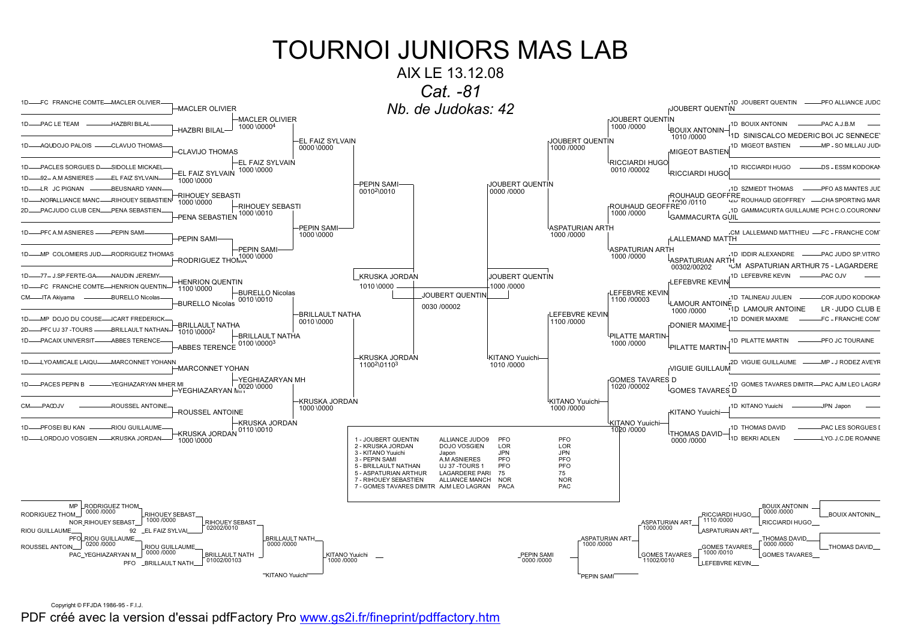# TOURNOI JUNIORS MAS LAB

AIX LE 13.12.08

*Cat. -81*

*Nb. de Judokas: 42*

## Tableau principal (partie gauche)

1D — FC FRANCHE COMTE — MACLER OLIVIER — MACLER OLIVIER
1D — PAC LE TEAM — HAZBRI BILAL — HAZBRI BILAL
MACLER OLIVIER 1000 \0000[4]

1D — AQUDOJO PALOIS — CLAVIJO THOMAS — CLAVIJO THOMAS
1D — PACLES SORGUES D — SIDOLLE MICKAEL
1D — 92 – A.M ASNIERES — EL FAIZ SYLVAIN — EL FAIZ SYLVAIN 1000 \0000
EL FAIZ SYLVAIN 1000 \0000
EL FAIZ SYLVAIN 0000 \0000

1D — LR JC PIGNAN — BEUSNARD YANN
1D — NORALLIANCE MANC — RIHOUEY SEBASTIEN — RIHOUEY SEBASTI 1000 \0000
2D — PACJUDO CLUB CEN — PENA SEBASTIEN — PENA SEBASTIEN
RIHOUEY SEBASTI 1000 \0010

1D — PFC A.M ASNIERES — PEPIN SAMI — PEPIN SAMI
1D — MP COLOMIERS JUD — RODRIGUEZ THOMAS — RODRIGUEZ THOMA
PEPIN SAMI 1000 \0000
PEPIN SAMI 1000 \0000

PEPIN SAMI 0010[2]\0010

1D — 77 – J.SP.FERTE-GA — NAUDIN JEREMY
1D — FC FRANCHE COMTE — HENRION QUENTIN — HENRION QUENTIN 1100 \0000
CM — ITA Akiyama — BURELLO Nicolas — BURELLO Nicolas
BURELLO Nicolas 0010 \0010

1D — MP DOJO DU COUSE — ICART FREDERICK
2D — PFC UJ 37 -TOURS — BRILLAULT NATHAN — BRILLAULT NATHA 1010 \0000[2]
1D — PACAIX UNIVERSIT — ABBES TERENCE — ABBES TERENCE
BRILLAULT NATHA 0100 \0000[3]
BRILLAULT NATHA 0010 \0000

1D — LYOAMICALE LAIQU — MARCONNET YOHANN — MARCONNET YOHAN
1D — PACES PEPIN B — YEGHIAZARYAN MHER MI — YEGHIAZARYAN MH
YEGHIAZARYAN MH 0020 \0000

CM — PACOJV — ROUSSEL ANTOINE — ROUSSEL ANTOINE
1D — PFOSEI BU KAN — RIOU GUILLAUME
1D — LORDOJO VOSGIEN — KRUSKA JORDAN — KRUSKA JORDAN 1000 \0000
KRUSKA JORDAN 0110 \0010
KRUSKA JORDAN 1000 \0000

KRUSKA JORDAN 1100[2]\0110[3]

KRUSKA JORDAN 1010 \0000

## Finale

JOUBERT QUENTIN 0030 /00002

## Tableau principal (partie droite)

1D JOUBERT QUENTIN — PFO ALLIANCE JUDO — JOUBERT QUENTIN
1D BOUIX ANTONIN — PAC A.J.B.M — BOUIX ANTONIN 1010 /0000
1D SINISCALCO MEDERIC BOU JC SENNECE
JOUBERT QUENTIN 1000 /0000
1D MIGEOT BASTIEN — MP - SO MILLAU JUDO — MIGEOT BASTIEN
1D RICCIARDI HUGO — DS - ESSM KODOKAN — RICCIARDI HUGO
RICCIARDI HUGO 0010 /00002
JOUBERT QUENTIN 1000 /0000

1D SZMIEDT THOMAS — PFO AS MANTES JUD
2D ROUHAUD GEOFFREY — CHA SPORTING MAR — ROUHAUD GEOFFRE 1000 /0110
1D GAMMACURTA GUILLAUME PCH C.O.COURONNA — GAMMACURTA GUIL
ROUHAUD GEOFFRE 1000 /0000

CM LALLEMAND MATTHIEU — FC - FRANCHE COMT — LALLEMAND MATTH
1D IDDIR ALEXANDRE — PAC JUDO SP.VITRO
CM ASPATURIAN ARTHUR 75 - LAGARDERE — ASPATURIAN ARTH 00302/00202
ASPATURIAN ARTH 1000 /0000
ASPATURIAN ARTH 1000 /0000

JOUBERT QUENTIN 0000 /0000

1D LEFEBVRE KEVIN — PAC OJV — LEFEBVRE KEVIN
1D TALINEAU JULIEN — COR JUDO KODOKAN
1D LAMOUR ANTOINE — LR - JUDO CLUB E — LAMOUR ANTOINE 1000 /0000
LEFEBVRE KEVIN 1100 /00003
1D DONIER MAXIME — FC - FRANCHE COMT — DONIER MAXIME
1D PILATTE MARTIN — PFO JC TOURAINE — PILATTE MARTIN
PILATTE MARTIN 1000 /0000
LEFEBVRE KEVIN 1100 /0000

2D VIGUIE GUILLAUME — MP - J RODEZ AVEYR — VIGUIE GUILLAUM
1D GOMES TAVARES DIMITR — PAC AJM LEO LAGRA — GOMES TAVARES D
GOMES TAVARES D 1020 /00002

1D KITANO Yuuichi — JPN Japon — KITANO Yuuichi
1D THOMAS DAVID — PAC LES SORGUES D — THOMAS DAVID 0000 /0000
1D BEKRI ADLEN — LYO J.C.DE ROANNE
KITANO Yuuichi 1020 /0000
KITANO Yuuichi 1000 /0000

KITANO Yuuichi 1010 /0000

JOUBERT QUENTIN 1000 /0000

## Classement

| Place | Nom | Club | Ligue | |
|---|---|---|---|---|
| 1 | JOUBERT QUENTIN | ALLIANCE JUDO9 | PFO | PFO |
| 2 | KRUSKA JORDAN | DOJO VOSGIEN | LOR | LOR |
| 3 | KITANO Yuuichi | Japon | JPN | JPN |
| 3 | PEPIN SAMI | A.M ASNIERES | PFO | PFO |
| 5 | BRILLAULT NATHAN | UJ 37 -TOURS 1 | PFO | PFO |
| 5 | ASPATURIAN ARTHUR | LAGARDERE PARI | 75 | 75 |
| 7 | RIHOUEY SEBASTIEN | ALLIANCE MANCH | NOR | NOR |
| 7 | GOMES TAVARES DIMITR | AJM LEO LAGRAN | PACA | PAC |

## Repêchages (gauche)

MP RODRIGUEZ THOM — RODRIGUEZ THOM 0000 /0000
NOR RIHOUEY SEBAST — RIHOUEY SEBAST 1000 /0000
92 EL FAIZ SYLVAI — RIHOUEY SEBAST 02002/0010
RIOU GUILLAUME — PFO RIOU GUILLAUME 0200 /0000
ROUSSEL ANTOIN — PAC YEGHIAZARYAN M — RIOU GUILLAUME 0000 /0000
PFO BRILLAULT NATH — BRILLAULT NATH 01002/00103
BRILLAULT NATH 0000 /0000
KITANO Yuuichi 1000 /0000
KITANO Yuuichi

## Repêchages (droite)

BOUIX ANTONIN 0000 /0000 — BOUIX ANTONIN
RICCIARDI HUGO 1110 /0000 — RICCIARDI HUGO
ASPATURIAN ART — ASPATURIAN ART 1000 /0000
THOMAS DAVID 0000 /0000 — THOMAS DAVID
GOMES TAVARES 1000 /0010 — GOMES TAVARES
LEFEBVRE KEVIN
GOMES TAVARES 11002/0010
ASPATURIAN ART 1000 /0000
PEPIN SAMI 0000 /0000
PEPIN SAMI

Copyright © FFJDA 1986-95 - F.I.J.

PDF créé avec la version d'essai pdfFactory Pro www.gs2i.fr/fineprint/pdffactory.htm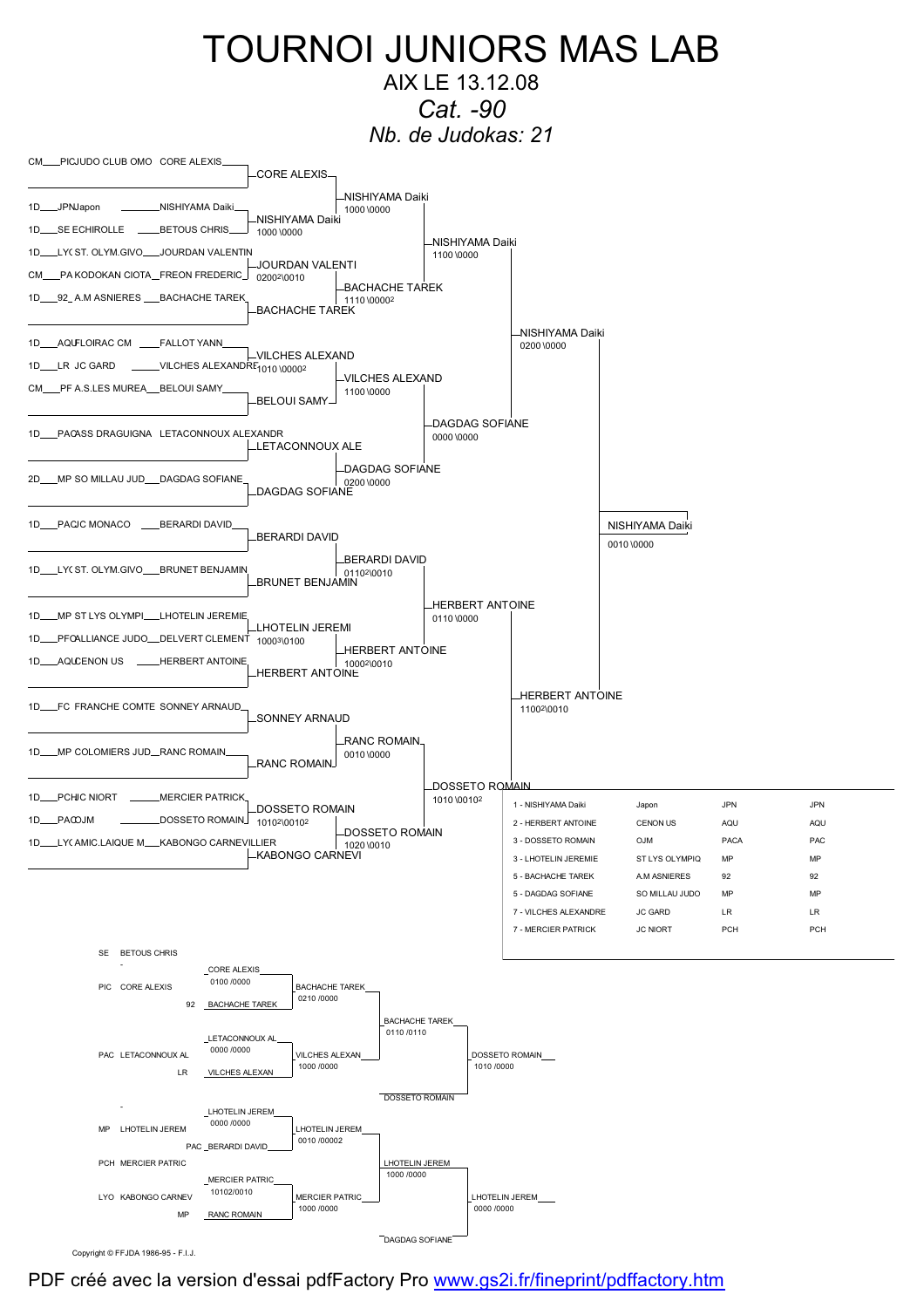# TOURNOI JUNIORS MAS LAB

AIX LE 13.12.08

*Cat. -90*

*Nb. de Judokas: 21*

## Tableau principal

| Grade | Ligue / Club | Judoka |
|---|---|---|
| CM | PICJUDO CLUB OMO | CORE ALEXIS |
| 1D | JPNJapon | NISHIYAMA Daiki |
| 1D | SE ECHIROLLE | BETOUS CHRIS |
| 1D | LY( ST. OLYM.GIVO | JOURDAN VALENTIN |
| CM | PA KODOKAN CIOTA | FREON FREDERIC |
| 1D | 92_ A.M ASNIERES | BACHACHE TAREK |
| 1D | AQUFLOIRAC CM | FALLOT YANN |
| 1D | LR JC GARD | VILCHES ALEXANDRE |
| CM | PF A.S.LES MUREA | BELOUI SAMY |
| 1D | PACASS DRAGUIGNA | LETACONNOUX ALEXANDR |
| 2D | MP SO MILLAU JUD | DAGDAG SOFIANE |
| 1D | PACJC MONACO | BERARDI DAVID |
| 1D | LY( ST. OLYM.GIVO | BRUNET BENJAMIN |
| 1D | MP ST LYS OLYMPI | LHOTELIN JEREMIE |
| 1D | PFCALLIANCE JUDO | DELVERT CLEMENT |
| 1D | AQUCENON US | HERBERT ANTOINE |
| 1D | FC FRANCHE COMTE | SONNEY ARNAUD |
| 1D | MP COLOMIERS JUD | RANC ROMAIN |
| 1D | PCHJC NIORT | MERCIER PATRICK |
| 1D | PACOJM | DOSSETO ROMAIN |
| 1D | LY( AMIC.LAIQUE M | KABONGO CARNEVILLIER |

### 1er tour

- CORE ALEXIS
- NISHIYAMA Daiki 1000\0000 (vs BETOUS CHRIS)
- JOURDAN VALENTI 0200²\0010 (vs FREON FREDERIC)
- BACHACHE TAREK
- VILCHES ALEXAND 1010\0000² (vs FALLOT YANN)
- BELOUI SAMY
- LETACONNOUX ALE
- DAGDAG SOFIANE
- BERARDI DAVID
- BRUNET BENJAMIN
- LHOTELIN JEREMI 1000³\0100 (vs DELVERT CLEMENT)
- HERBERT ANTOINE
- SONNEY ARNAUD
- RANC ROMAIN
- DOSSETO ROMAIN 1010²\0010² (vs MERCIER PATRICK)
- KABONGO CARNEVI

### 2e tour

- NISHIYAMA Daiki 1000\0000
- BACHACHE TAREK 1110\0000²
- VILCHES ALEXAND 1100\0000
- DAGDAG SOFIANE 0200\0000
- BERARDI DAVID 0110²\0010
- HERBERT ANTOINE 1000²\0010
- RANC ROMAIN 0010\0000
- DOSSETO ROMAIN 1020\0010

### Quarts de finale

- NISHIYAMA Daiki 1100\0000
- DAGDAG SOFIANE 0000\0000
- HERBERT ANTOINE 0110\0000
- DOSSETO ROMAIN 1010\0010²

### Demi-finales

- NISHIYAMA Daiki 0200\0000
- HERBERT ANTOINE 1100²\0010

### Finale

- NISHIYAMA Daiki 0010\0000

## Classement

| Rang | Judoka | Club | Ligue | |
|---|---|---|---|---|
| 1 | NISHIYAMA Daiki | Japon | JPN | JPN |
| 2 | HERBERT ANTOINE | CENON US | AQU | AQU |
| 3 | DOSSETO ROMAIN | OJM | PACA | PAC |
| 3 | LHOTELIN JEREMIE | ST LYS OLYMPIQ | MP | MP |
| 5 | BACHACHE TAREK | A.M ASNIERES | 92 | 92 |
| 5 | DAGDAG SOFIANE | SO MILLAU JUDO | MP | MP |
| 7 | VILCHES ALEXANDRE | JC GARD | LR | LR |
| 7 | MERCIER PATRICK | JC NIORT | PCH | PCH |

## Repêchages

SE BETOUS CHRIS

- CORE ALEXIS 0100 /0000 (PIC CORE ALEXIS vs 92 BACHACHE TAREK)
- BACHACHE TAREK 0210 /0000
- LETACONNOUX AL 0000 /0000 (PAC LETACONNOUX AL vs LR VILCHES ALEXAN)
- VILCHES ALEXAN 1000 /0000
- BACHACHE TAREK 0110 /0110
- DOSSETO ROMAIN 1010 /0000 (vs DOSSETO ROMAIN)

- LHOTELIN JEREM 0000 /0000 (MP LHOTELIN JEREM vs PAC BERARDI DAVID)
- LHOTELIN JEREM 0010 /00002
- PCH MERCIER PATRIC
- MERCIER PATRIC 10102/0010 (LYO KABONGO CARNEV vs MP RANC ROMAIN)
- MERCIER PATRIC 1000 /0000
- LHOTELIN JEREM 1000 /0000
- LHOTELIN JEREM 0000 /0000 (vs DAGDAG SOFIANE)

Copyright © FFJDA 1986-95 - F.I.J.

PDF créé avec la version d'essai pdfFactory Pro www.gs2i.fr/fineprint/pdffactory.htm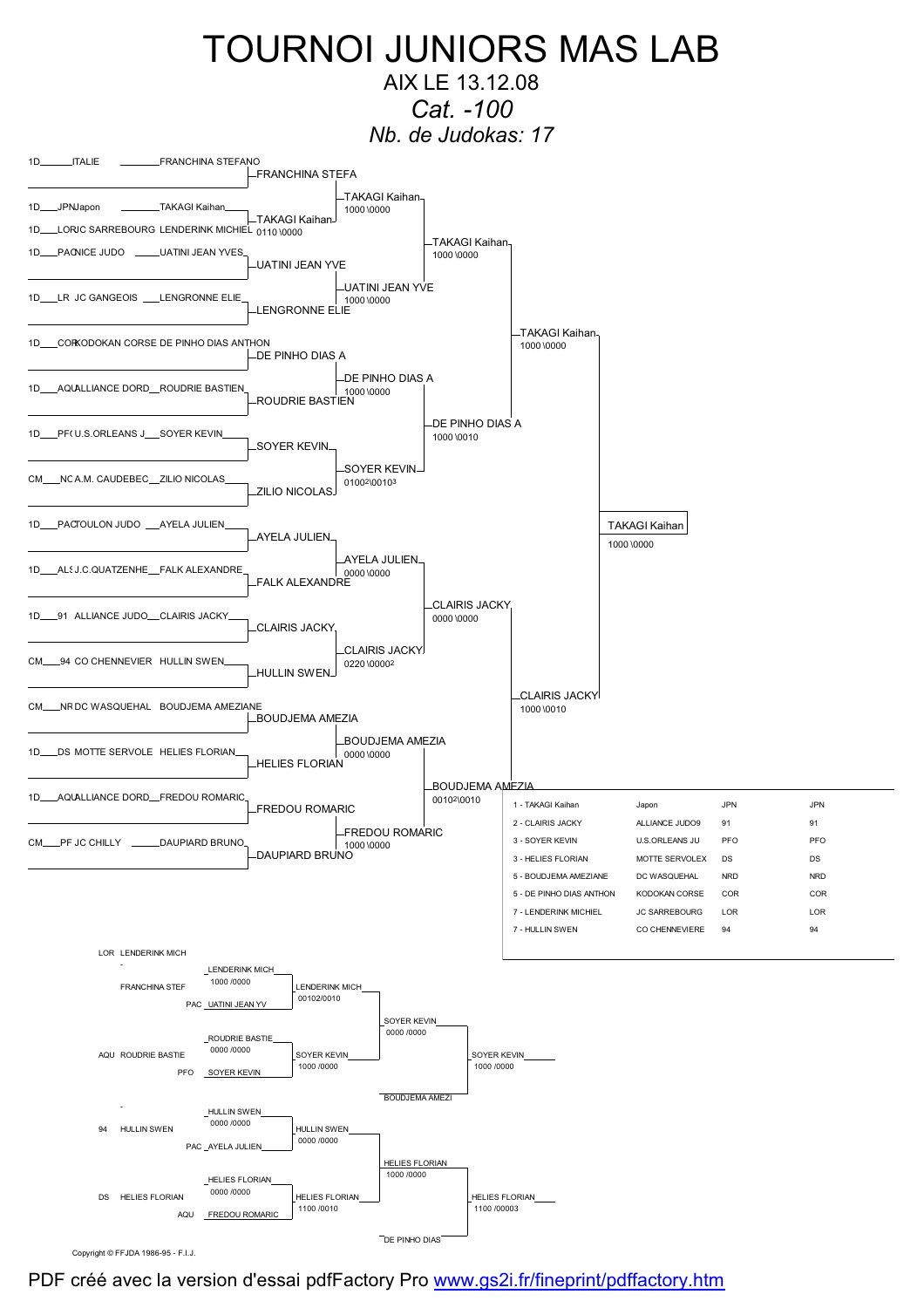# TOURNOI JUNIORS MAS LAB

AIX LE 13.12.08

*Cat. -100*

*Nb. de Judokas: 17*

## Tableau principal

| Grade | Ligue / Club | Judoka |
|---|---|---|
| 1D | ITALIE | FRANCHINA STEFANO |
| 1D | JPN Japon | TAKAGI Kaihan |
| 1D | LOR JC SARREBOURG | LENDERINK MICHIEL |
| 1D | PAC NICE JUDO | UATINI JEAN YVES |
| 1D | LR JC GANGEOIS | LENGRONNE ELIE |
| 1D | COR KODOKAN CORSE | DE PINHO DIAS ANTHON |
| 1D | AQU ALLIANCE DORD | ROUDRIE BASTIEN |
| 1D | PFO U.S.ORLEANS J | SOYER KEVIN |
| CM | NC A.M. CAUDEBEC | ZILIO NICOLAS |
| 1D | PAC TOULON JUDO | AYELA JULIEN |
| 1D | ALS J.C.QUATZENHE | FALK ALEXANDRE |
| 1D | 91 ALLIANCE JUDO | CLAIRIS JACKY |
| CM | 94 CO CHENNEVIER | HULLIN SWEN |
| CM | NRD DC WASQUEHAL | BOUDJEMA AMEZIANE |
| 1D | DS MOTTE SERVOLE | HELIES FLORIAN |
| 1D | AQU ALLIANCE DORD | FREDOU ROMARIC |
| CM | PF JC CHILLY | DAUPIARD BRUNO |

### 1er tour
- FRANCHINA STEFA
- TAKAGI Kaihan bat LENDERINK MICHIEL — 0110 \0000
- UATINI JEAN YVE
- LENGRONNE ELIE
- DE PINHO DIAS A
- ROUDRIE BASTIEN
- SOYER KEVIN
- ZILIO NICOLAS
- AYELA JULIEN
- FALK ALEXANDRE
- CLAIRIS JACKY
- HULLIN SWEN
- BOUDJEMA AMEZIA
- HELIES FLORIAN
- FREDOU ROMARIC
- DAUPIARD BRUNO

### 2e tour
- TAKAGI Kaihan — 1000 \0000
- UATINI JEAN YVE — 1000 \0000
- DE PINHO DIAS A — 1000 \0000
- SOYER KEVIN — 0100[2]\0010[3]
- AYELA JULIEN — 0000 \0000
- CLAIRIS JACKY — 0220 \0000[2]
- BOUDJEMA AMEZIA — 0000 \0000
- FREDOU ROMARIC — 1000 \0000

### Quarts de finale
- TAKAGI Kaihan — 1000 \0000
- DE PINHO DIAS A — 1000 \0010
- CLAIRIS JACKY — 0000 \0000
- BOUDJEMA AMEZIA — 0010[2]\0010

### Demi-finales
- TAKAGI Kaihan — 1000 \0000
- CLAIRIS JACKY — 1000 \0010

### Finale
- TAKAGI Kaihan — 1000 \0000

## Classement

| Place - Nom | Club | Code | Code |
|---|---|---|---|
| 1 - TAKAGI Kaihan | Japon | JPN | JPN |
| 2 - CLAIRIS JACKY | ALLIANCE JUDO9 | 91 | 91 |
| 3 - SOYER KEVIN | U.S.ORLEANS JU | PFO | PFO |
| 3 - HELIES FLORIAN | MOTTE SERVOLEX | DS | DS |
| 5 - BOUDJEMA AMEZIANE | DC WASQUEHAL | NRD | NRD |
| 5 - DE PINHO DIAS ANTHON | KODOKAN CORSE | COR | COR |
| 7 - LENDERINK MICHIEL | JC SARREBOURG | LOR | LOR |
| 7 - HULLIN SWEN | CO CHENNEVIERE | 94 | 94 |

## Repêchages

### Repêchage 1
- LOR LENDERINK MICH / - → LENDERINK MICH — 1000 /0000
- FRANCHINA STEF / PAC UATINI JEAN YV → LENDERINK MICH — 00102/0010
- ROUDRIE BASTIE — 0000 /0000
- AQU ROUDRIE BASTIE / PFO SOYER KEVIN → SOYER KEVIN — 1000 /0000
- SOYER KEVIN — 0000 /0000
- BOUDJEMA AMEZI
- SOYER KEVIN — 1000 /0000

### Repêchage 2
- - / 94 HULLIN SWEN → HULLIN SWEN — 0000 /0000
- PAC AYELA JULIEN → HULLIN SWEN — 0000 /0000
- HELIES FLORIAN — 0000 /0000
- DS HELIES FLORIAN / AQU FREDOU ROMARIC → HELIES FLORIAN — 1100 /0010
- HELIES FLORIAN — 1000 /0000
- DE PINHO DIAS
- HELIES FLORIAN — 1100 /00003

Copyright © FFJDA 1986-95 - F.I.J.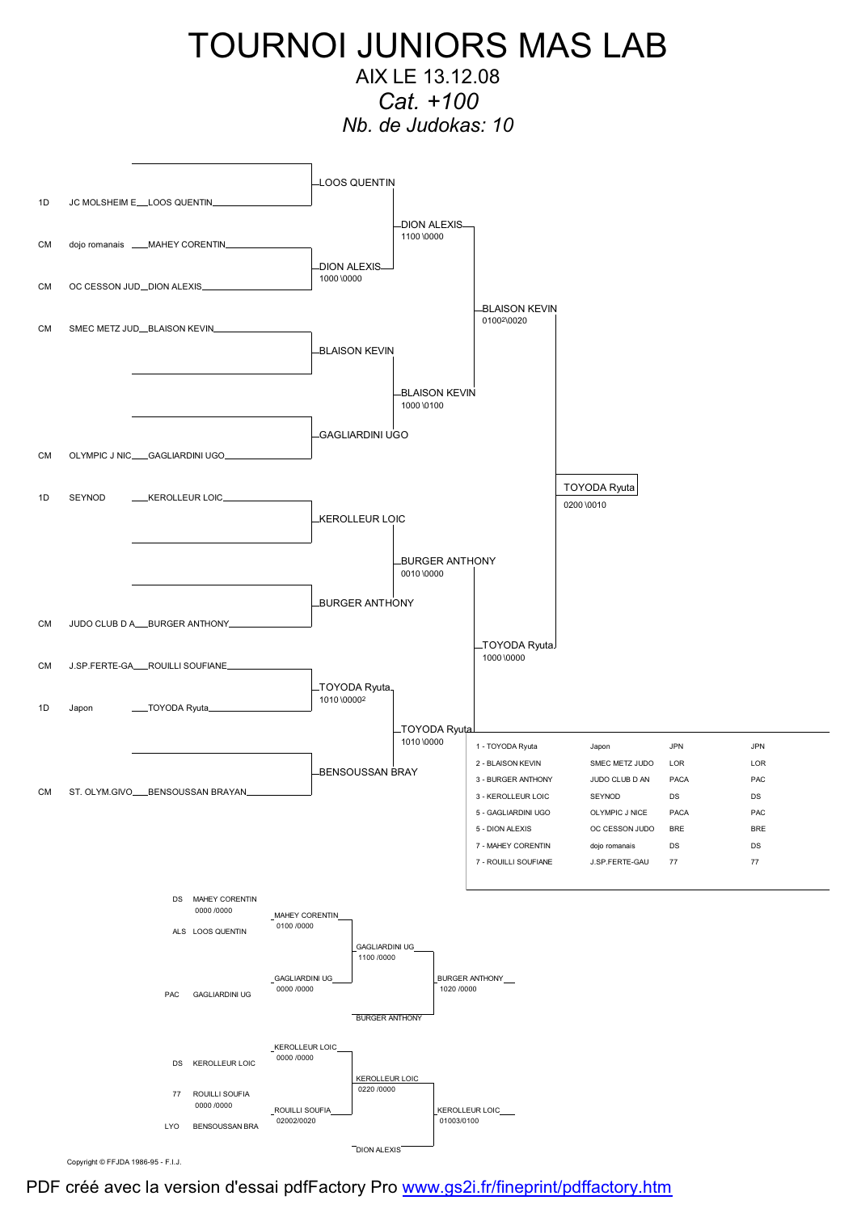# TOURNOI JUNIORS MAS LAB

AIX LE 13.12.08

*Cat. +100*

*Nb. de Judokas: 10*

| | | |
|---|---|---|
| 1D | JC MOLSHEIM E | LOOS QUENTIN |
| CM | dojo romanais | MAHEY CORENTIN |
| CM | OC CESSON JUD | DION ALEXIS |
| CM | SMEC METZ JUD | BLAISON KEVIN |
| CM | OLYMPIC J NIC | GAGLIARDINI UGO |
| 1D | SEYNOD | KEROLLEUR LOIC |
| CM | JUDO CLUB D A | BURGER ANTHONY |
| CM | J.SP.FERTE-GA | ROUILLI SOUFIANE |
| 1D | Japon | TOYODA Ryuta |
| CM | ST. OLYM.GIVO | BENSOUSSAN BRAYAN |

LOOS QUENTIN

DION ALEXIS 1000 \0000

DION ALEXIS 1100 \0000

BLAISON KEVIN

GAGLIARDINI UGO

BLAISON KEVIN 1000 \0100

BLAISON KEVIN 0100²\0020

KEROLLEUR LOIC

BURGER ANTHONY

BURGER ANTHONY 0010 \0000

TOYODA Ryuta 1010 \0000²

BENSOUSSAN BRAY

TOYODA Ryuta 1010 \0000

TOYODA Ryuta 1000 \0000

TOYODA Ryuta 0200 \0010

| | | | |
|---|---|---|---|
| 1 - TOYODA Ryuta | Japon | JPN | JPN |
| 2 - BLAISON KEVIN | SMEC METZ JUDO | LOR | LOR |
| 3 - BURGER ANTHONY | JUDO CLUB D AN | PACA | PAC |
| 3 - KEROLLEUR LOIC | SEYNOD | DS | DS |
| 5 - GAGLIARDINI UGO | OLYMPIC J NICE | PACA | PAC |
| 5 - DION ALEXIS | OC CESSON JUDO | BRE | BRE |
| 7 - MAHEY CORENTIN | dojo romanais | DS | DS |
| 7 - ROUILLI SOUFIANE | J.SP.FERTE-GAU | 77 | 77 |

DS MAHEY CORENTIN 0000 /0000

ALS LOOS QUENTIN

MAHEY CORENTIN 0100 /0000

PAC GAGLIARDINI UG

GAGLIARDINI UG 0000 /0000

GAGLIARDINI UG 1100 /0000

BURGER ANTHONY

BURGER ANTHONY 1020 /0000

DS KEROLLEUR LOIC

KEROLLEUR LOIC 0000 /0000

77 ROUILLI SOUFIA 0000 /0000

LYO BENSOUSSAN BRA

ROUILLI SOUFIA 02002/0020

KEROLLEUR LOIC 0220 /0000

DION ALEXIS

KEROLLEUR LOIC 01003/0100

Copyright © FFJDA 1986-95 - F.I.J.

PDF créé avec la version d'essai pdfFactory Pro www.gs2i.fr/fineprint/pdffactory.htm